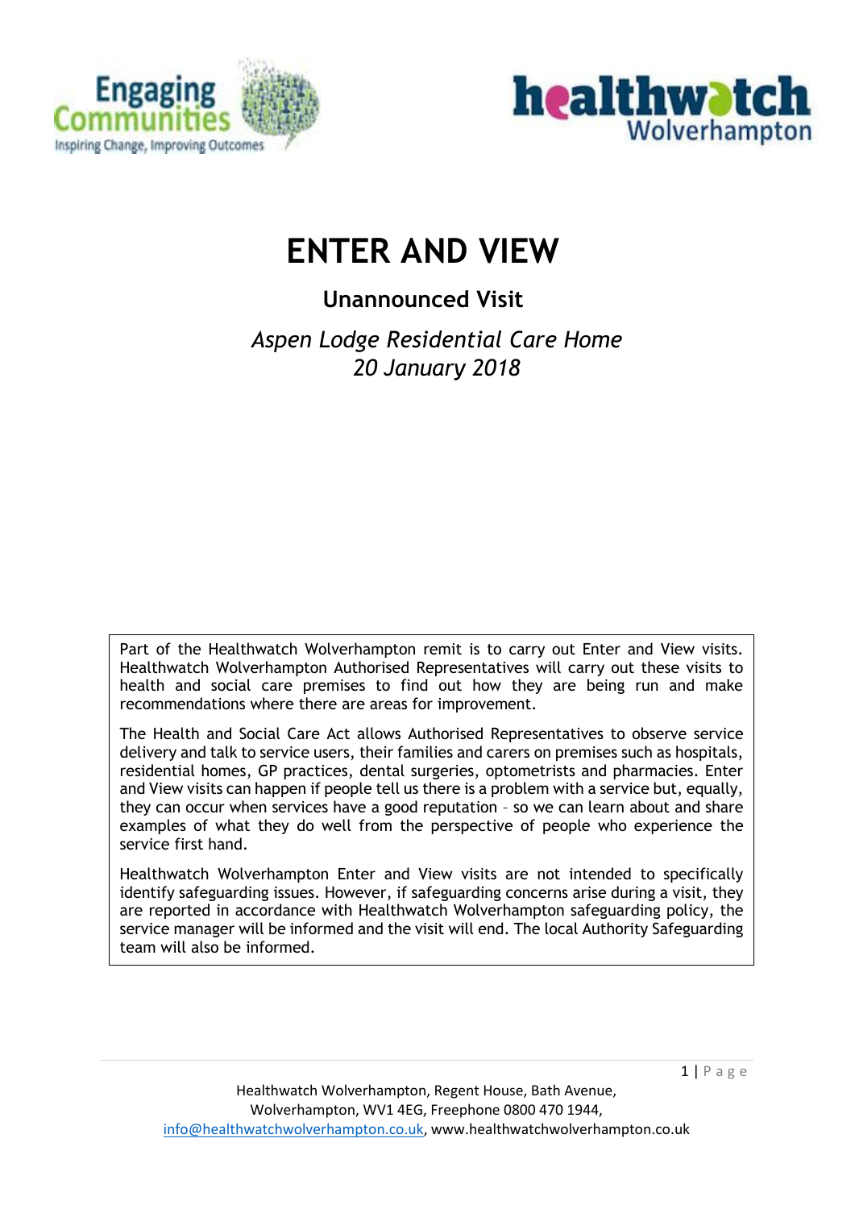# ENTER AND VIEW

## Unannounced Visit

*Aspen Lodge Residential Care Home*
*20 January 2018*

Part of the Healthwatch Wolverhampton remit is to carry out Enter and View visits. Healthwatch Wolverhampton Authorised Representatives will carry out these visits to health and social care premises to find out how they are being run and make recommendations where there are areas for improvement.

The Health and Social Care Act allows Authorised Representatives to observe service delivery and talk to service users, their families and carers on premises such as hospitals, residential homes, GP practices, dental surgeries, optometrists and pharmacies. Enter and View visits can happen if people tell us there is a problem with a service but, equally, they can occur when services have a good reputation – so we can learn about and share examples of what they do well from the perspective of people who experience the service first hand.

Healthwatch Wolverhampton Enter and View visits are not intended to specifically identify safeguarding issues. However, if safeguarding concerns arise during a visit, they are reported in accordance with Healthwatch Wolverhampton safeguarding policy, the service manager will be informed and the visit will end. The local Authority Safeguarding team will also be informed.

Healthwatch Wolverhampton, Regent House, Bath Avenue, Wolverhampton, WV1 4EG, Freephone 0800 470 1944, info@healthwatchwolverhampton.co.uk, www.healthwatchwolverhampton.co.uk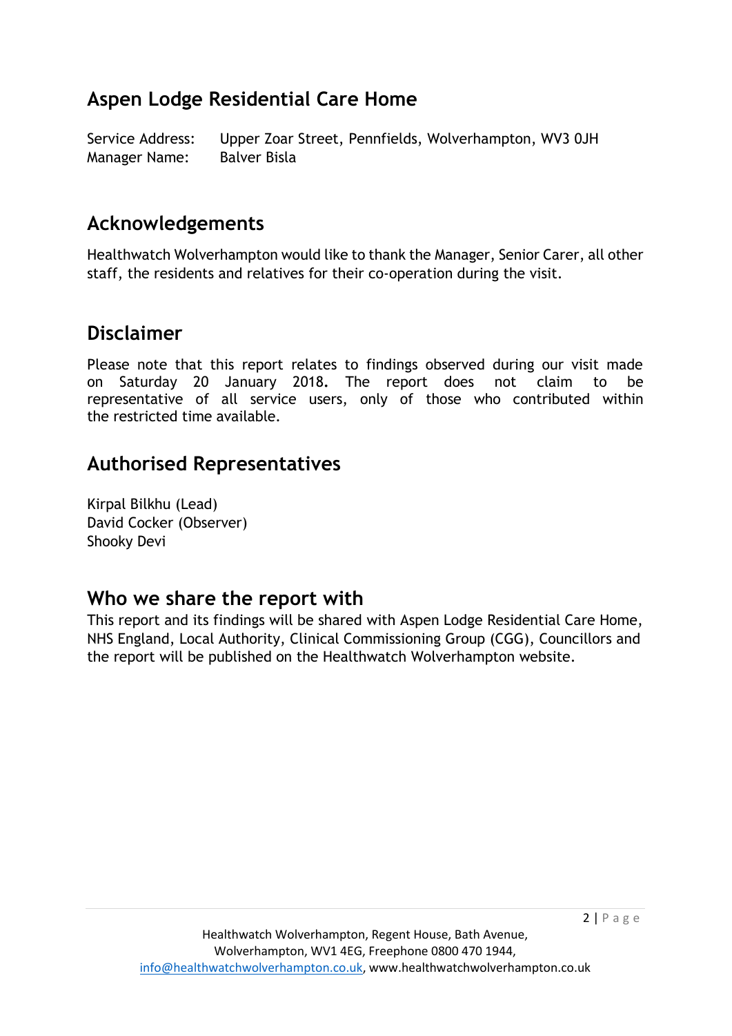## Aspen Lodge Residential Care Home

Service Address: Upper Zoar Street, Pennfields, Wolverhampton, WV3 0JH
Manager Name: Balver Bisla

## Acknowledgements

Healthwatch Wolverhampton would like to thank the Manager, Senior Carer, all other staff, the residents and relatives for their co-operation during the visit.

## Disclaimer

Please note that this report relates to findings observed during our visit made on Saturday 20 January 2018**.** The report does not claim to be representative of all service users, only of those who contributed within the restricted time available.

## Authorised Representatives

Kirpal Bilkhu (Lead)
David Cocker (Observer)
Shooky Devi

## Who we share the report with

This report and its findings will be shared with Aspen Lodge Residential Care Home, NHS England, Local Authority, Clinical Commissioning Group (CGG), Councillors and the report will be published on the Healthwatch Wolverhampton website.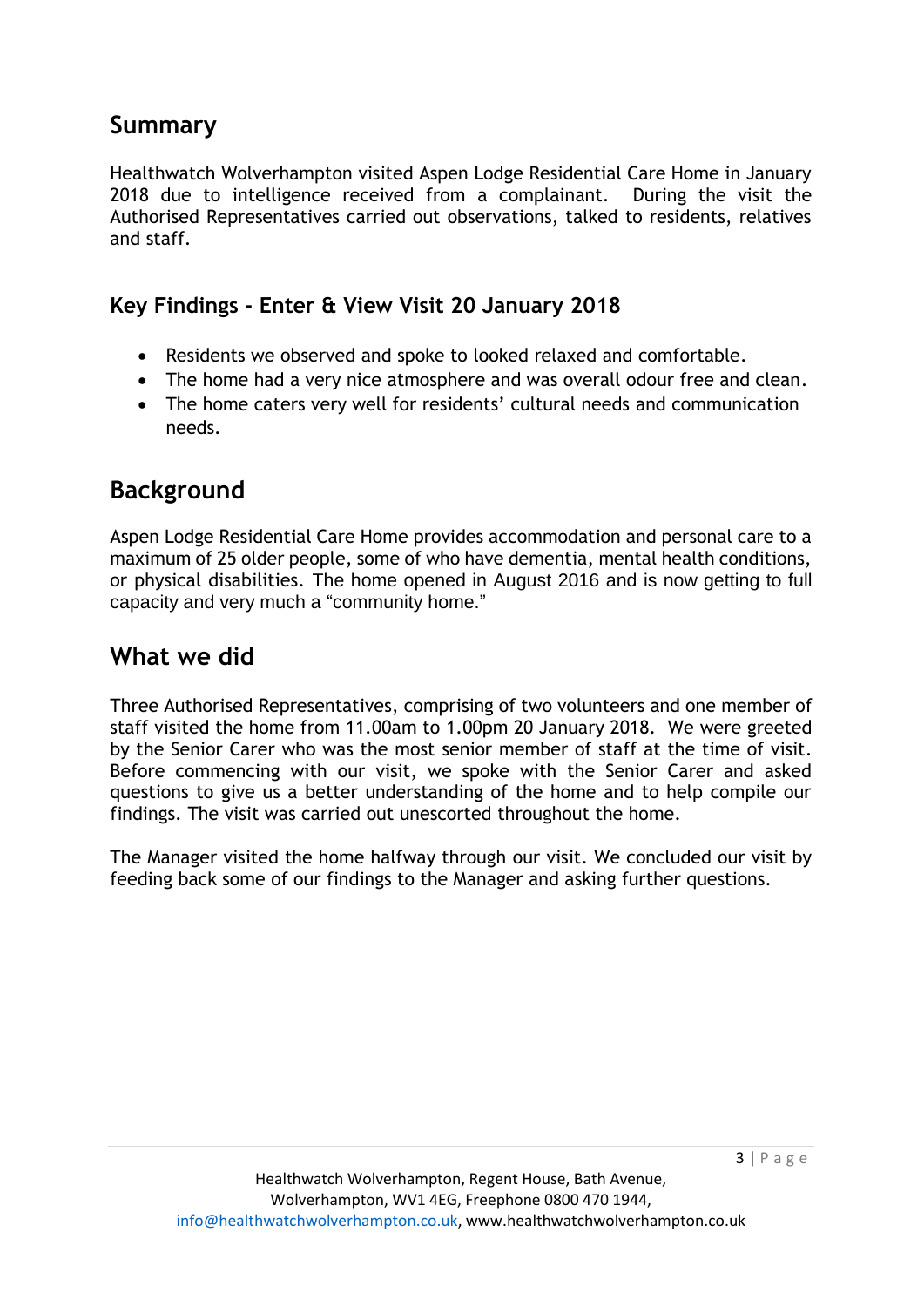## Summary

Healthwatch Wolverhampton visited Aspen Lodge Residential Care Home in January 2018 due to intelligence received from a complainant. During the visit the Authorised Representatives carried out observations, talked to residents, relatives and staff.

### Key Findings - Enter & View Visit 20 January 2018

- Residents we observed and spoke to looked relaxed and comfortable.
- The home had a very nice atmosphere and was overall odour free and clean.
- The home caters very well for residents' cultural needs and communication needs.

## Background

Aspen Lodge Residential Care Home provides accommodation and personal care to a maximum of 25 older people, some of who have dementia, mental health conditions, or physical disabilities. The home opened in August 2016 and is now getting to full capacity and very much a "community home."

## What we did

Three Authorised Representatives, comprising of two volunteers and one member of staff visited the home from 11.00am to 1.00pm 20 January 2018. We were greeted by the Senior Carer who was the most senior member of staff at the time of visit. Before commencing with our visit, we spoke with the Senior Carer and asked questions to give us a better understanding of the home and to help compile our findings. The visit was carried out unescorted throughout the home.

The Manager visited the home halfway through our visit. We concluded our visit by feeding back some of our findings to the Manager and asking further questions.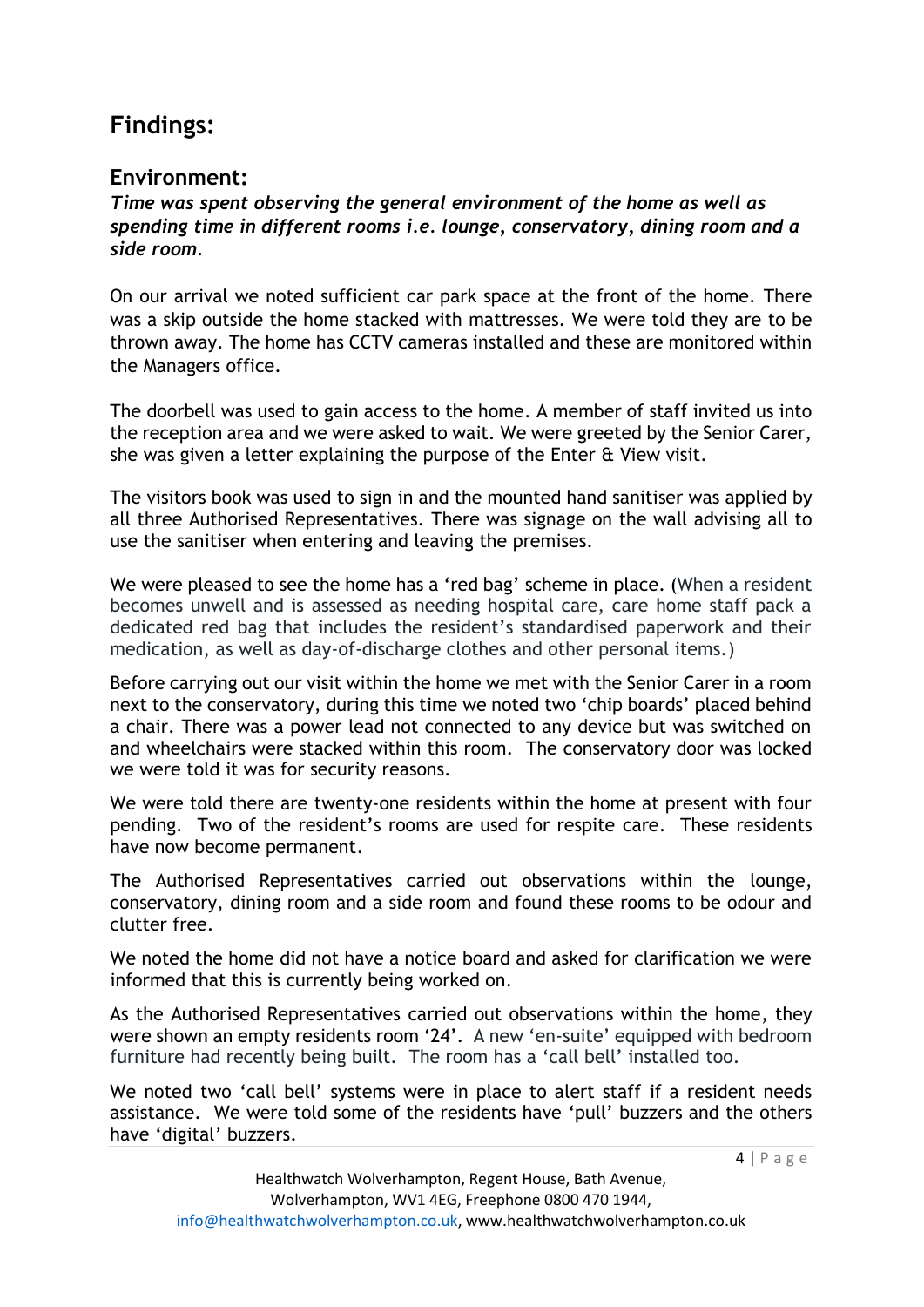# Findings:

## Environment:

***Time was spent observing the general environment of the home as well as spending time in different rooms i.e. lounge, conservatory, dining room and a side room.***

On our arrival we noted sufficient car park space at the front of the home. There was a skip outside the home stacked with mattresses. We were told they are to be thrown away. The home has CCTV cameras installed and these are monitored within the Managers office.

The doorbell was used to gain access to the home. A member of staff invited us into the reception area and we were asked to wait. We were greeted by the Senior Carer, she was given a letter explaining the purpose of the Enter & View visit.

The visitors book was used to sign in and the mounted hand sanitiser was applied by all three Authorised Representatives. There was signage on the wall advising all to use the sanitiser when entering and leaving the premises.

We were pleased to see the home has a 'red bag' scheme in place. (When a resident becomes unwell and is assessed as needing hospital care, care home staff pack a dedicated red bag that includes the resident's standardised paperwork and their medication, as well as day-of-discharge clothes and other personal items.)

Before carrying out our visit within the home we met with the Senior Carer in a room next to the conservatory, during this time we noted two 'chip boards' placed behind a chair. There was a power lead not connected to any device but was switched on and wheelchairs were stacked within this room. The conservatory door was locked we were told it was for security reasons.

We were told there are twenty-one residents within the home at present with four pending. Two of the resident's rooms are used for respite care. These residents have now become permanent.

The Authorised Representatives carried out observations within the lounge, conservatory, dining room and a side room and found these rooms to be odour and clutter free.

We noted the home did not have a notice board and asked for clarification we were informed that this is currently being worked on.

As the Authorised Representatives carried out observations within the home, they were shown an empty residents room '24'. A new 'en-suite' equipped with bedroom furniture had recently being built. The room has a 'call bell' installed too.

We noted two 'call bell' systems were in place to alert staff if a resident needs assistance. We were told some of the residents have 'pull' buzzers and the others have 'digital' buzzers.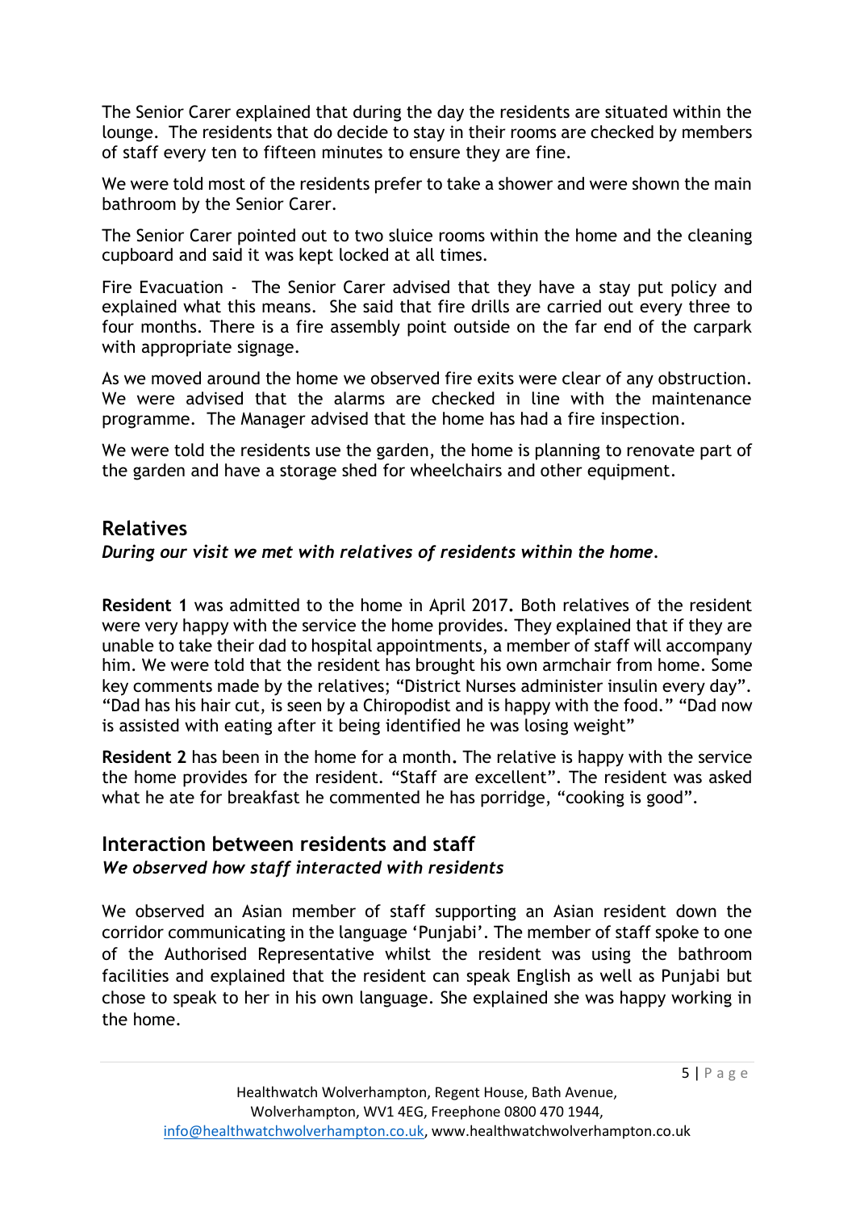The Senior Carer explained that during the day the residents are situated within the lounge. The residents that do decide to stay in their rooms are checked by members of staff every ten to fifteen minutes to ensure they are fine.

We were told most of the residents prefer to take a shower and were shown the main bathroom by the Senior Carer.

The Senior Carer pointed out to two sluice rooms within the home and the cleaning cupboard and said it was kept locked at all times.

Fire Evacuation - The Senior Carer advised that they have a stay put policy and explained what this means. She said that fire drills are carried out every three to four months. There is a fire assembly point outside on the far end of the carpark with appropriate signage.

As we moved around the home we observed fire exits were clear of any obstruction. We were advised that the alarms are checked in line with the maintenance programme. The Manager advised that the home has had a fire inspection.

We were told the residents use the garden, the home is planning to renovate part of the garden and have a storage shed for wheelchairs and other equipment.

## Relatives

***During our visit we met with relatives of residents within the home.***

**Resident 1** was admitted to the home in April 2017. Both relatives of the resident were very happy with the service the home provides. They explained that if they are unable to take their dad to hospital appointments, a member of staff will accompany him. We were told that the resident has brought his own armchair from home. Some key comments made by the relatives; "District Nurses administer insulin every day". "Dad has his hair cut, is seen by a Chiropodist and is happy with the food." "Dad now is assisted with eating after it being identified he was losing weight"

**Resident 2** has been in the home for a month. The relative is happy with the service the home provides for the resident. "Staff are excellent". The resident was asked what he ate for breakfast he commented he has porridge, "cooking is good".

## Interaction between residents and staff

***We observed how staff interacted with residents***

We observed an Asian member of staff supporting an Asian resident down the corridor communicating in the language 'Punjabi'. The member of staff spoke to one of the Authorised Representative whilst the resident was using the bathroom facilities and explained that the resident can speak English as well as Punjabi but chose to speak to her in his own language. She explained she was happy working in the home.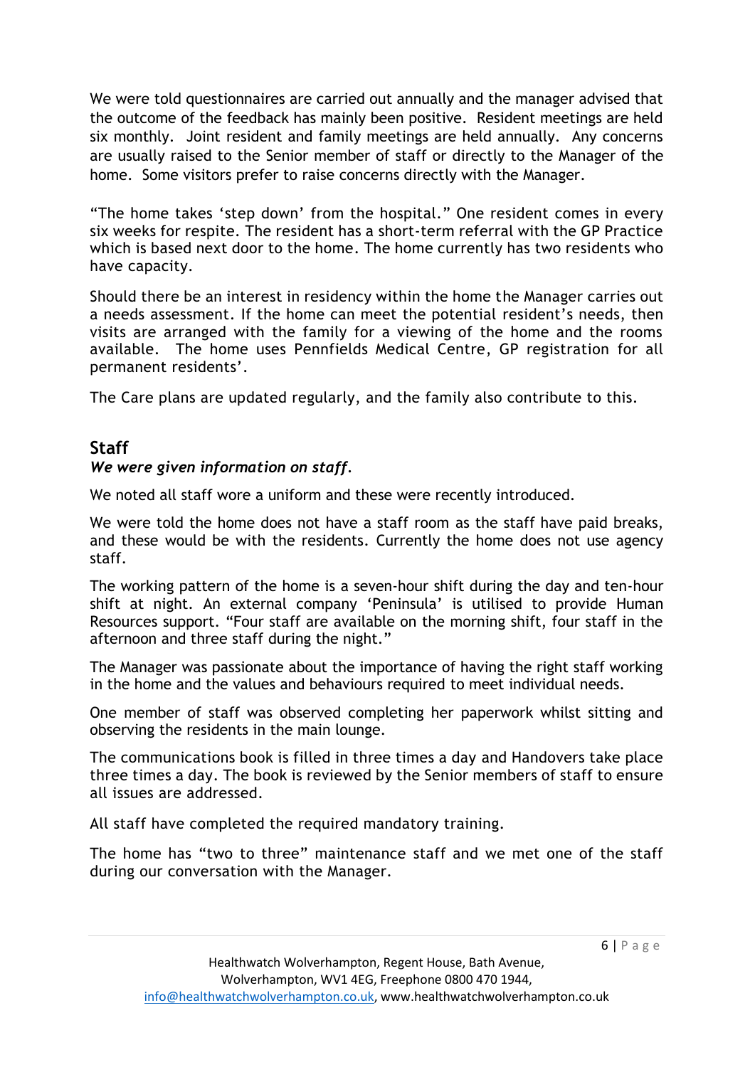We were told questionnaires are carried out annually and the manager advised that the outcome of the feedback has mainly been positive. Resident meetings are held six monthly. Joint resident and family meetings are held annually. Any concerns are usually raised to the Senior member of staff or directly to the Manager of the home. Some visitors prefer to raise concerns directly with the Manager.

"The home takes 'step down' from the hospital." One resident comes in every six weeks for respite. The resident has a short-term referral with the GP Practice which is based next door to the home. The home currently has two residents who have capacity.

Should there be an interest in residency within the home the Manager carries out a needs assessment. If the home can meet the potential resident's needs, then visits are arranged with the family for a viewing of the home and the rooms available. The home uses Pennfields Medical Centre, GP registration for all permanent residents'.

The Care plans are updated regularly, and the family also contribute to this.

## Staff

***We were given information on staff.***

We noted all staff wore a uniform and these were recently introduced.

We were told the home does not have a staff room as the staff have paid breaks, and these would be with the residents. Currently the home does not use agency staff.

The working pattern of the home is a seven-hour shift during the day and ten-hour shift at night. An external company 'Peninsula' is utilised to provide Human Resources support. "Four staff are available on the morning shift, four staff in the afternoon and three staff during the night."

The Manager was passionate about the importance of having the right staff working in the home and the values and behaviours required to meet individual needs.

One member of staff was observed completing her paperwork whilst sitting and observing the residents in the main lounge.

The communications book is filled in three times a day and Handovers take place three times a day. The book is reviewed by the Senior members of staff to ensure all issues are addressed.

All staff have completed the required mandatory training.

The home has "two to three" maintenance staff and we met one of the staff during our conversation with the Manager.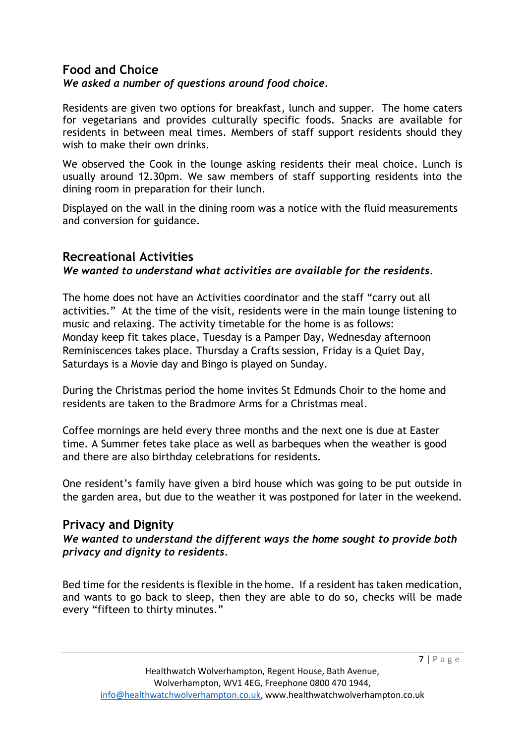## Food and Choice

*We asked a number of questions around food choice.*

Residents are given two options for breakfast, lunch and supper. The home caters for vegetarians and provides culturally specific foods. Snacks are available for residents in between meal times. Members of staff support residents should they wish to make their own drinks.

We observed the Cook in the lounge asking residents their meal choice. Lunch is usually around 12.30pm. We saw members of staff supporting residents into the dining room in preparation for their lunch.

Displayed on the wall in the dining room was a notice with the fluid measurements and conversion for guidance.

## Recreational Activities

*We wanted to understand what activities are available for the residents.*

The home does not have an Activities coordinator and the staff "carry out all activities." At the time of the visit, residents were in the main lounge listening to music and relaxing. The activity timetable for the home is as follows: Monday keep fit takes place, Tuesday is a Pamper Day, Wednesday afternoon Reminiscences takes place. Thursday a Crafts session, Friday is a Quiet Day, Saturdays is a Movie day and Bingo is played on Sunday.

During the Christmas period the home invites St Edmunds Choir to the home and residents are taken to the Bradmore Arms for a Christmas meal.

Coffee mornings are held every three months and the next one is due at Easter time. A Summer fetes take place as well as barbeques when the weather is good and there are also birthday celebrations for residents.

One resident's family have given a bird house which was going to be put outside in the garden area, but due to the weather it was postponed for later in the weekend.

## Privacy and Dignity

*We wanted to understand the different ways the home sought to provide both privacy and dignity to residents.*

Bed time for the residents is flexible in the home. If a resident has taken medication, and wants to go back to sleep, then they are able to do so, checks will be made every "fifteen to thirty minutes."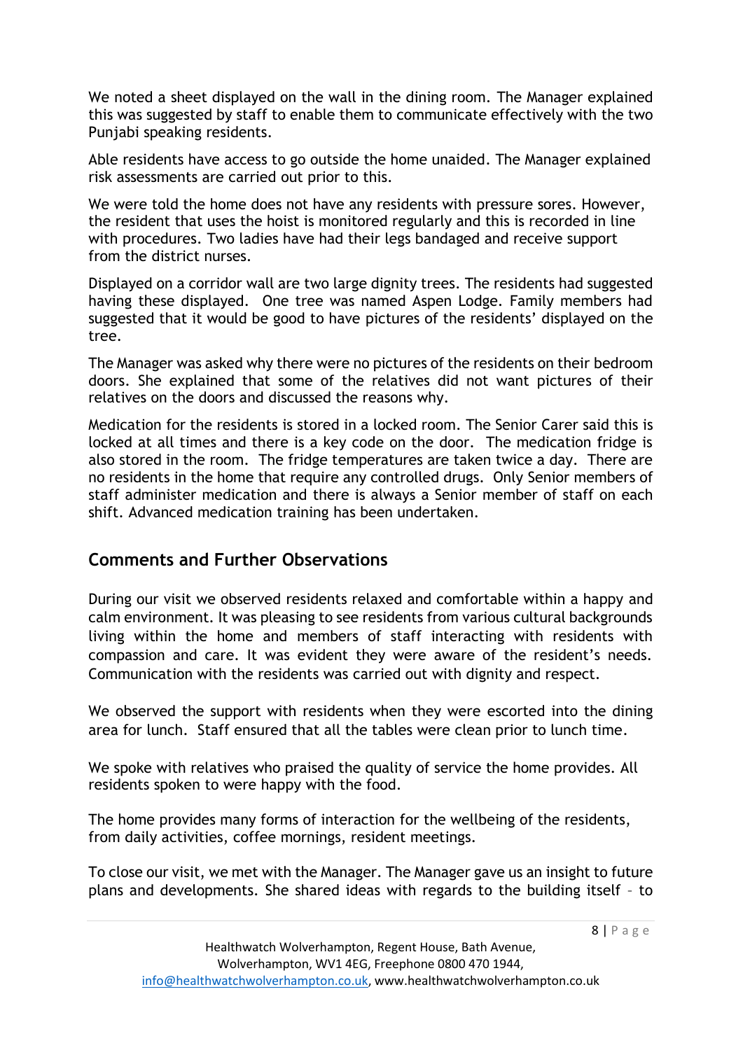We noted a sheet displayed on the wall in the dining room. The Manager explained this was suggested by staff to enable them to communicate effectively with the two Punjabi speaking residents.

Able residents have access to go outside the home unaided. The Manager explained risk assessments are carried out prior to this.

We were told the home does not have any residents with pressure sores. However, the resident that uses the hoist is monitored regularly and this is recorded in line with procedures. Two ladies have had their legs bandaged and receive support from the district nurses.

Displayed on a corridor wall are two large dignity trees. The residents had suggested having these displayed. One tree was named Aspen Lodge. Family members had suggested that it would be good to have pictures of the residents' displayed on the tree.

The Manager was asked why there were no pictures of the residents on their bedroom doors. She explained that some of the relatives did not want pictures of their relatives on the doors and discussed the reasons why.

Medication for the residents is stored in a locked room. The Senior Carer said this is locked at all times and there is a key code on the door. The medication fridge is also stored in the room. The fridge temperatures are taken twice a day. There are no residents in the home that require any controlled drugs. Only Senior members of staff administer medication and there is always a Senior member of staff on each shift. Advanced medication training has been undertaken.

## Comments and Further Observations

During our visit we observed residents relaxed and comfortable within a happy and calm environment. It was pleasing to see residents from various cultural backgrounds living within the home and members of staff interacting with residents with compassion and care. It was evident they were aware of the resident's needs. Communication with the residents was carried out with dignity and respect.

We observed the support with residents when they were escorted into the dining area for lunch. Staff ensured that all the tables were clean prior to lunch time.

We spoke with relatives who praised the quality of service the home provides. All residents spoken to were happy with the food.

The home provides many forms of interaction for the wellbeing of the residents, from daily activities, coffee mornings, resident meetings.

To close our visit, we met with the Manager. The Manager gave us an insight to future plans and developments. She shared ideas with regards to the building itself – to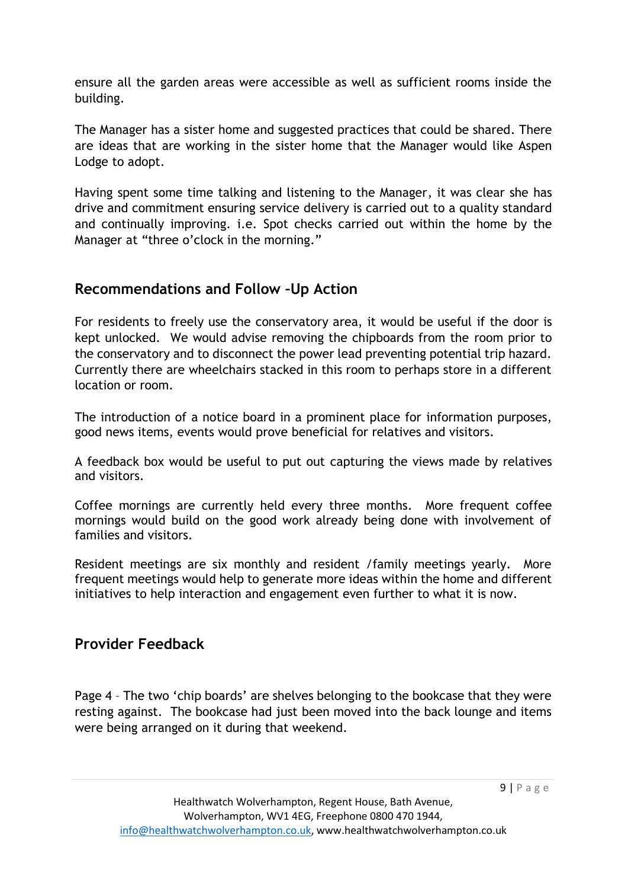ensure all the garden areas were accessible as well as sufficient rooms inside the building.

The Manager has a sister home and suggested practices that could be shared. There are ideas that are working in the sister home that the Manager would like Aspen Lodge to adopt.

Having spent some time talking and listening to the Manager, it was clear she has drive and commitment ensuring service delivery is carried out to a quality standard and continually improving. i.e. Spot checks carried out within the home by the Manager at "three o'clock in the morning."

## Recommendations and Follow –Up Action

For residents to freely use the conservatory area, it would be useful if the door is kept unlocked. We would advise removing the chipboards from the room prior to the conservatory and to disconnect the power lead preventing potential trip hazard. Currently there are wheelchairs stacked in this room to perhaps store in a different location or room.

The introduction of a notice board in a prominent place for information purposes, good news items, events would prove beneficial for relatives and visitors.

A feedback box would be useful to put out capturing the views made by relatives and visitors.

Coffee mornings are currently held every three months. More frequent coffee mornings would build on the good work already being done with involvement of families and visitors.

Resident meetings are six monthly and resident /family meetings yearly. More frequent meetings would help to generate more ideas within the home and different initiatives to help interaction and engagement even further to what it is now.

## Provider Feedback

Page 4 – The two 'chip boards' are shelves belonging to the bookcase that they were resting against. The bookcase had just been moved into the back lounge and items were being arranged on it during that weekend.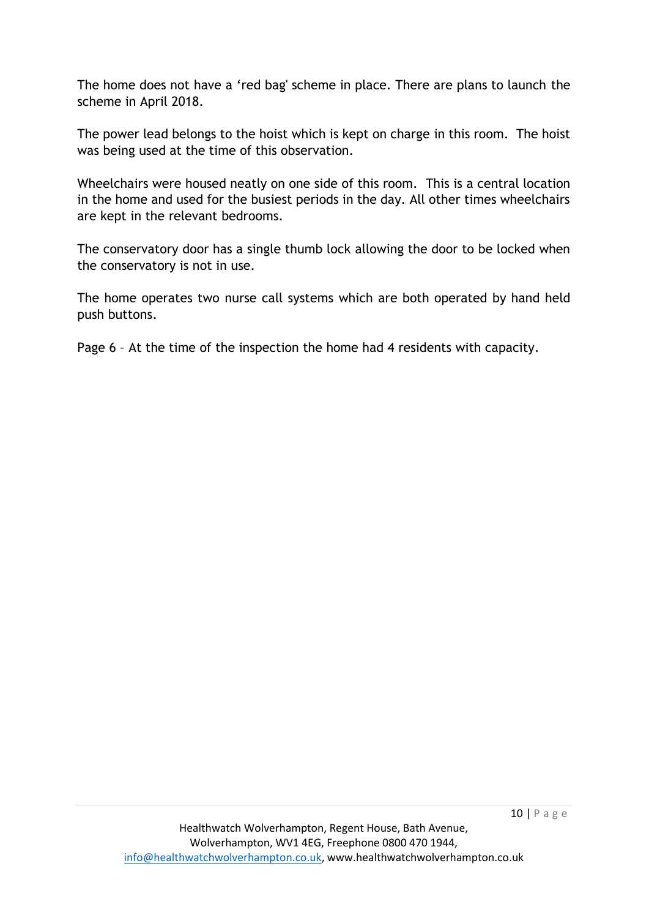The home does not have a 'red bag' scheme in place. There are plans to launch the scheme in April 2018.

The power lead belongs to the hoist which is kept on charge in this room. The hoist was being used at the time of this observation.

Wheelchairs were housed neatly on one side of this room. This is a central location in the home and used for the busiest periods in the day. All other times wheelchairs are kept in the relevant bedrooms.

The conservatory door has a single thumb lock allowing the door to be locked when the conservatory is not in use.

The home operates two nurse call systems which are both operated by hand held push buttons.

Page 6 – At the time of the inspection the home had 4 residents with capacity.